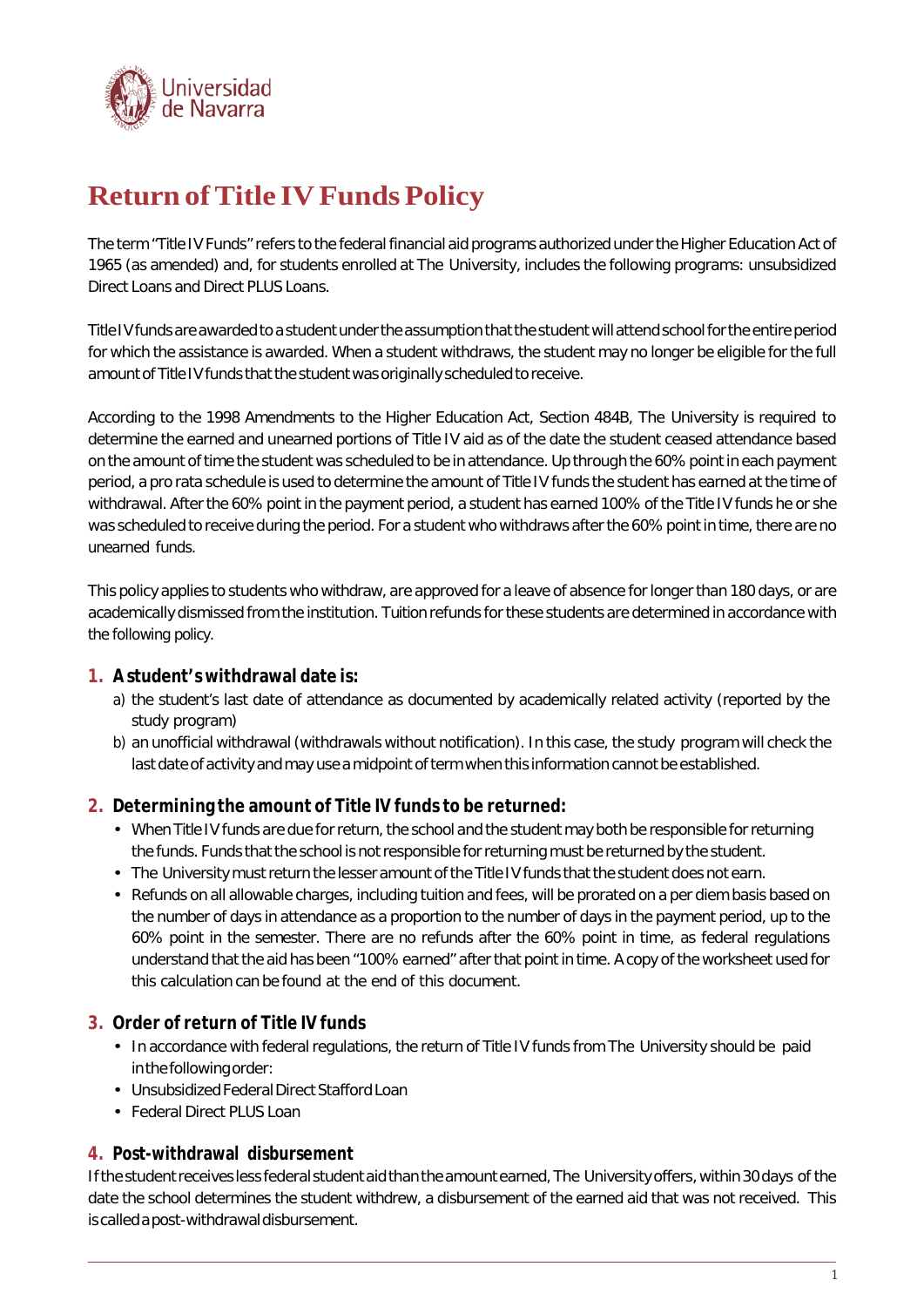# Return of Title IV Funds Policy

The term "Title IV Funds" refers to the federal financial aid programs authorized under the Higher Education Act of 1965 (as amended) and, for students enrolled at The University, includes the following programs: unsubsidized Direct Loans and Direct PLUS Loans.

Title IV funds are awarded to a student under the assumption that the student will attend school for the entire period for which the assistance is awarded. When a student withdraws, the student may no longer be eligible for the full amount of Title IV funds that the student was originally scheduled to receive.

According to the 1998 Amendments to the Higher Education Act, Section 484B, The University is required to determine the earned and unearned portions of Title IV aid as of the date the student ceased attendance based on the amount of time the student was scheduled to be in attendance. Up through the 60% point in each payment period, a pro rata schedule is used to determine the amount of Title IV funds the student has earned at the time of withdrawal. After the 60% point in the payment period, a student has earned 100% of the Title IV funds he or she was scheduled to receive during the period. For a student who withdraws after the 60% point in time, there are no unearned funds.

This policy applies to students who withdraw, are approved for a leave of absence for longer than 180 days, or are academically dismissed from the institution. Tuition refunds for these students are determined in accordance with the following policy.

## 1. A student's withdrawal date is:

a) the student's last date of attendance as documented by academically related activity (reported by the study program)

b) an unofficial withdrawal (withdrawals without notification). In this case, the study program will check the last date of activity and may use a midpoint of term when this information cannot be established.

## 2. Determining the amount of Title IV funds to be returned:

- When Title IV funds are due for return, the school and the student may both be responsible for returning the funds. Funds that the school is not responsible for returning must be returned by the student.
- The University must return the lesser amount of the Title IV funds that the student does not earn.
- Refunds on all allowable charges, including tuition and fees, will be prorated on a per diem basis based on the number of days in attendance as a proportion to the number of days in the payment period, up to the 60% point in the semester. There are no refunds after the 60% point in time, as federal regulations understand that the aid has been "100% earned" after that point in time. A copy of the worksheet used for this calculation can be found at the end of this document.

## 3. Order of return of Title IV funds

- In accordance with federal regulations, the return of Title IV funds from The University should be paid in the following order:
- Unsubsidized Federal Direct Stafford Loan
- Federal Direct PLUS Loan

## 4. Post-withdrawal disbursement

If the student receives less federal student aid than the amount earned, The University offers, within 30 days of the date the school determines the student withdrew, a disbursement of the earned aid that was not received. This is called a post-withdrawal disbursement.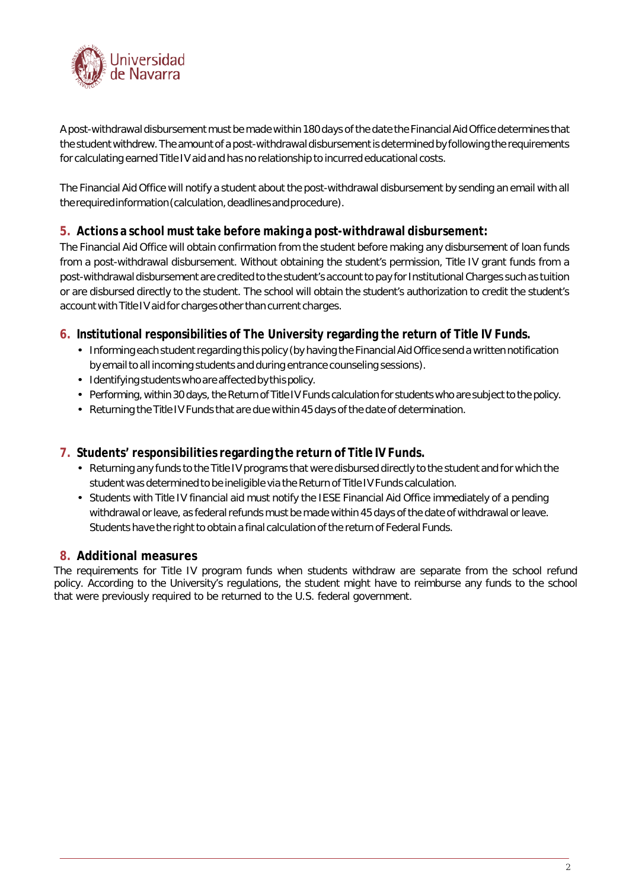A post-withdrawal disbursement must be made within 180 days of the date the Financial Aid Office determines that the student withdrew. The amount of a post-withdrawal disbursement is determined by following the requirements for calculating earned Title IV aid and has no relationship to incurred educational costs.

The Financial Aid Office will notify a student about the post-withdrawal disbursement by sending an email with all the required information (calculation, deadlines and procedure).

## 5. Actions a school must take before making a post-withdrawal disbursement:

The Financial Aid Office will obtain confirmation from the student before making any disbursement of loan funds from a post-withdrawal disbursement. Without obtaining the student's permission, Title IV grant funds from a post-withdrawal disbursement are credited to the student's account to pay for Institutional Charges such as tuition or are disbursed directly to the student. The school will obtain the student's authorization to credit the student's account with Title IV aid for charges other than current charges.

## 6. Institutional responsibilities of The University regarding the return of Title IV Funds.

- Informing each student regarding this policy (by having the Financial Aid Office send a written notification by email to all incoming students and during entrance counseling sessions).
- Identifying students who are affected by this policy.
- Performing, within 30 days, the Return of Title IV Funds calculation for students who are subject to the policy.
- Returning the Title IV Funds that are due within 45 days of the date of determination.

## 7. Students' responsibilities regarding the return of Title IV Funds.

- Returning any funds to the Title IV programs that were disbursed directly to the student and for which the student was determined to be ineligible via the Return of Title IV Funds calculation.
- Students with Title IV financial aid must notify the IESE Financial Aid Office immediately of a pending withdrawal or leave, as federal refunds must be made within 45 days of the date of withdrawal or leave. Students have the right to obtain a final calculation of the return of Federal Funds.

## 8. Additional measures

The requirements for Title IV program funds when students withdraw are separate from the school refund policy. According to the University's regulations, the student might have to reimburse any funds to the school that were previously required to be returned to the U.S. federal government.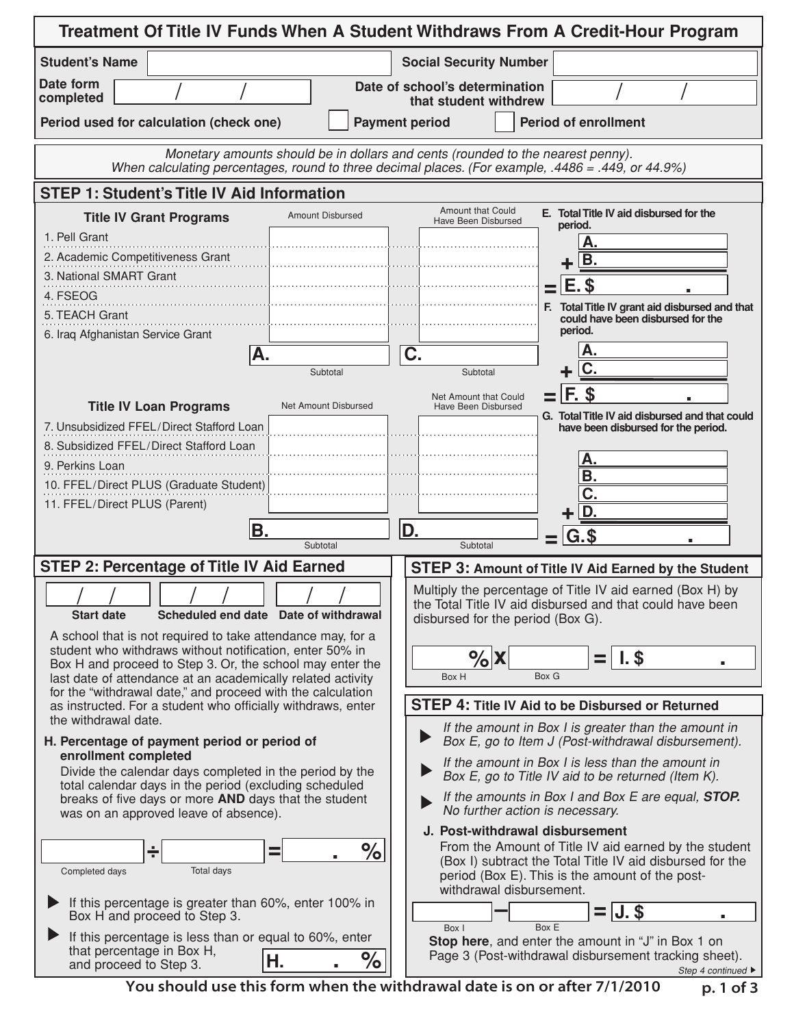# Treatment Of Title IV Funds When A Student Withdraws From A Credit-Hour Program

**Student's Name** ____________ **Social Security Number** ____________

**Date form completed** / / **Date of school's determination that student withdrew** / /

**Period used for calculation (check one)** ☐ Payment period ☐ Period of enrollment

*Monetary amounts should be in dollars and cents (rounded to the nearest penny).*
*When calculating percentages, round to three decimal places. (For example, .4486 = .449, or 44.9%)*

## STEP 1: Student's Title IV Aid Information

| Title IV Grant Programs | Amount Disbursed | Amount that Could Have Been Disbursed |
|---|---|---|
| 1. Pell Grant | | |
| 2. Academic Competitiveness Grant | | |
| 3. National SMART Grant | | |
| 4. FSEOG | | |
| 5. TEACH Grant | | |
| 6. Iraq Afghanistan Service Grant | | |
| | **A.** Subtotal | **C.** Subtotal |

| Title IV Loan Programs | Net Amount Disbursed | Net Amount that Could Have Been Disbursed |
|---|---|---|
| 7. Unsubsidized FFEL/Direct Stafford Loan | | |
| 8. Subsidized FFEL/Direct Stafford Loan | | |
| 9. Perkins Loan | | |
| 10. FFEL/Direct PLUS (Graduate Student) | | |
| 11. FFEL/Direct PLUS (Parent) | | |
| | **B.** Subtotal | **D.** Subtotal |

**E. Total Title IV aid disbursed for the period.**

A. ____
\+ B. ____
= **E. $ ____ . ____**

**F. Total Title IV grant aid disbursed and that could have been disbursed for the period.**

A. ____
\+ C. ____
= **F. $ ____ . ____**

**G. Total Title IV aid disbursed and that could have been disbursed for the period.**

A. ____
B. ____
C. ____
\+ D. ____
= **G. $ ____ . ____**

## STEP 2: Percentage of Title IV Aid Earned

/ / **Start date** / / **Scheduled end date** / / **Date of withdrawal**

A school that is not required to take attendance may, for a student who withdraws without notification, enter 50% in Box H and proceed to Step 3. Or, the school may enter the last date of attendance at an academically related activity for the "withdrawal date," and proceed with the calculation as instructed. For a student who officially withdraws, enter the withdrawal date.

**H. Percentage of payment period or period of enrollment completed**

Divide the calendar days completed in the period by the total calendar days in the period (excluding scheduled breaks of five days or more **AND** days that the student was on an approved leave of absence).

____ (Completed days) ÷ ____ (Total days) = ____ . ____ %

- If this percentage is greater than 60%, enter 100% in Box H and proceed to Step 3.
- If this percentage is less than or equal to 60%, enter that percentage in Box H, and proceed to Step 3. **H.** ____ . ____ %

## STEP 3: Amount of Title IV Aid Earned by the Student

Multiply the percentage of Title IV aid earned (Box H) by the Total Title IV aid disbursed and that could have been disbursed for the period (Box G).

____ % (Box H) x ____ (Box G) = **I. $ ____ . ____**

## STEP 4: Title IV Aid to be Disbursed or Returned

- *If the amount in Box I is greater than the amount in Box E, go to Item J (Post-withdrawal disbursement).*
- *If the amount in Box I is less than the amount in Box E, go to Title IV aid to be returned (Item K).*
- *If the amounts in Box I and Box E are equal,* ***STOP.*** *No further action is necessary.*

**J. Post-withdrawal disbursement**

From the Amount of Title IV aid earned by the student (Box I) subtract the Total Title IV aid disbursed for the period (Box E). This is the amount of the post-withdrawal disbursement.

____ (Box I) – ____ (Box E) = **J. $ ____ . ____**

**Stop here**, and enter the amount in "J" in Box 1 on Page 3 (Post-withdrawal disbursement tracking sheet).

*Step 4 continued* ▶

**You should use this form when the withdrawal date is on or after 7/1/2010**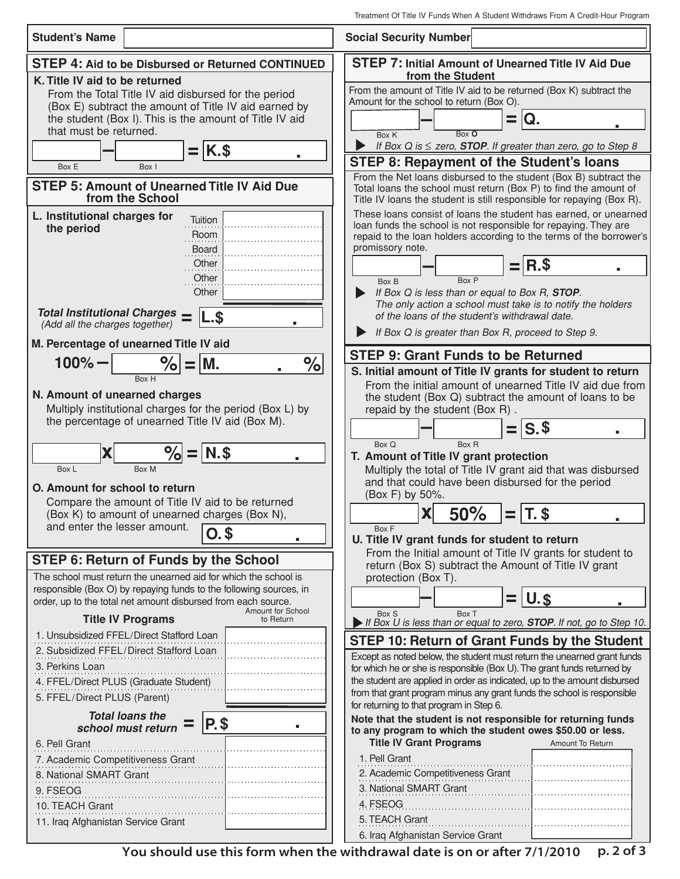Treatment Of Title IV Funds When A Student Withdraws From A Credit-Hour Program

**Student's Name** ____________ **Social Security Number** ____________

## STEP 4: Aid to be Disbursed or Returned CONTINUED

**K. Title IV aid to be returned**

From the Total Title IV aid disbursed for the period (Box E) subtract the amount of Title IV aid earned by the student (Box I). This is the amount of Title IV aid that must be returned.

______ (Box E) – ______ (Box I) = **K.$** ______ . ___

## STEP 5: Amount of Unearned Title IV Aid Due from the School

**L. Institutional charges for the period**

| | |
|---|---|
| Tuition | |
| Room | |
| Board | |
| Other | |
| Other | |
| Other | |

***Total Institutional Charges*** *(Add all the charges together)* = **L.$** ______ . ___

**M. Percentage of unearned Title IV aid**

**100%** – ______ **%** (Box H) = **M.** ______ . ___ **%**

**N. Amount of unearned charges**

Multiply institutional charges for the period (Box L) by the percentage of unearned Title IV aid (Box M).

______ (Box L) **x** ______ **%** (Box M) = **N.$** ______ . ___

**O. Amount for school to return**

Compare the amount of Title IV aid to be returned (Box K) to amount of unearned charges (Box N), and enter the lesser amount. **O.$** ______ . ___

## STEP 6: Return of Funds by the School

The school must return the unearned aid for which the school is responsible (Box O) by repaying funds to the following sources, in order, up to the total net amount disbursed from each source.

| Title IV Programs | Amount for School to Return |
|---|---|
| 1. Unsubsidized FFEL/Direct Stafford Loan | |
| 2. Subsidized FFEL/Direct Stafford Loan | |
| 3. Perkins Loan | |
| 4. FFEL/Direct PLUS (Graduate Student) | |
| 5. FFEL/Direct PLUS (Parent) | |
| ***Total loans the school must return*** = | **P.$** ______ . ___ |
| 6. Pell Grant | |
| 7. Academic Competitiveness Grant | |
| 8. National SMART Grant | |
| 9. FSEOG | |
| 10. TEACH Grant | |
| 11. Iraq Afghanistan Service Grant | |

## STEP 7: Initial Amount of Unearned Title IV Aid Due from the Student

From the amount of Title IV aid to be returned (Box K) subtract the Amount for the school to return (Box O).

______ (Box K) – ______ (Box O) = **Q.** ______ . ___

▶ *If Box Q is ≤ zero, **STOP**. If greater than zero, go to Step 8*

## STEP 8: Repayment of the Student's loans

From the Net loans disbursed to the student (Box B) subtract the Total loans the school must return (Box P) to find the amount of Title IV loans the student is still responsible for repaying (Box R).

These loans consist of loans the student has earned, or unearned loan funds the school is not responsible for repaying. They are repaid to the loan holders according to the terms of the borrower's promissory note.

______ (Box B) – ______ (Box P) = **R.$** ______ . ___

▶ *If Box Q is less than or equal to Box R, **STOP**. The only action a school must take is to notify the holders of the loans of the student's withdrawal date.*

▶ *If Box Q is greater than Box R, proceed to Step 9.*

## STEP 9: Grant Funds to be Returned

**S. Initial amount of Title IV grants for student to return**

From the initial amount of unearned Title IV aid due from the student (Box Q) subtract the amount of loans to be repaid by the student (Box R) .

______ (Box Q) – ______ (Box R) = **S.$** ______ . ___

**T. Amount of Title IV grant protection**

Multiply the total of Title IV grant aid that was disbursed and that could have been disbursed for the period (Box F) by 50%.

______ (Box F) **x 50%** = **T. $** ______ . ___

**U. Title IV grant funds for student to return**

From the Initial amount of Title IV grants for student to return (Box S) subtract the Amount of Title IV grant protection (Box T).

______ (Box S) – ______ (Box T) = **U.$** ______ . ___

▶ *If Box U is less than or equal to zero, **STOP**. If not, go to Step 10.*

## STEP 10: Return of Grant Funds by the Student

Except as noted below, the student must return the unearned grant funds for which he or she is responsible (Box U). The grant funds returned by the student are applied in order as indicated, up to the amount disbursed from that grant program minus any grant funds the school is responsible for returning to that program in Step 6.

**Note that the student is not responsible for returning funds to any program to which the student owes $50.00 or less.**

| Title IV Grant Programs | Amount To Return |
|---|---|
| 1. Pell Grant | |
| 2. Academic Competitiveness Grant | |
| 3. National SMART Grant | |
| 4. FSEOG | |
| 5. TEACH Grant | |
| 6. Iraq Afghanistan Service Grant | |

**You should use this form when the withdrawal date is on or after 7/1/2010**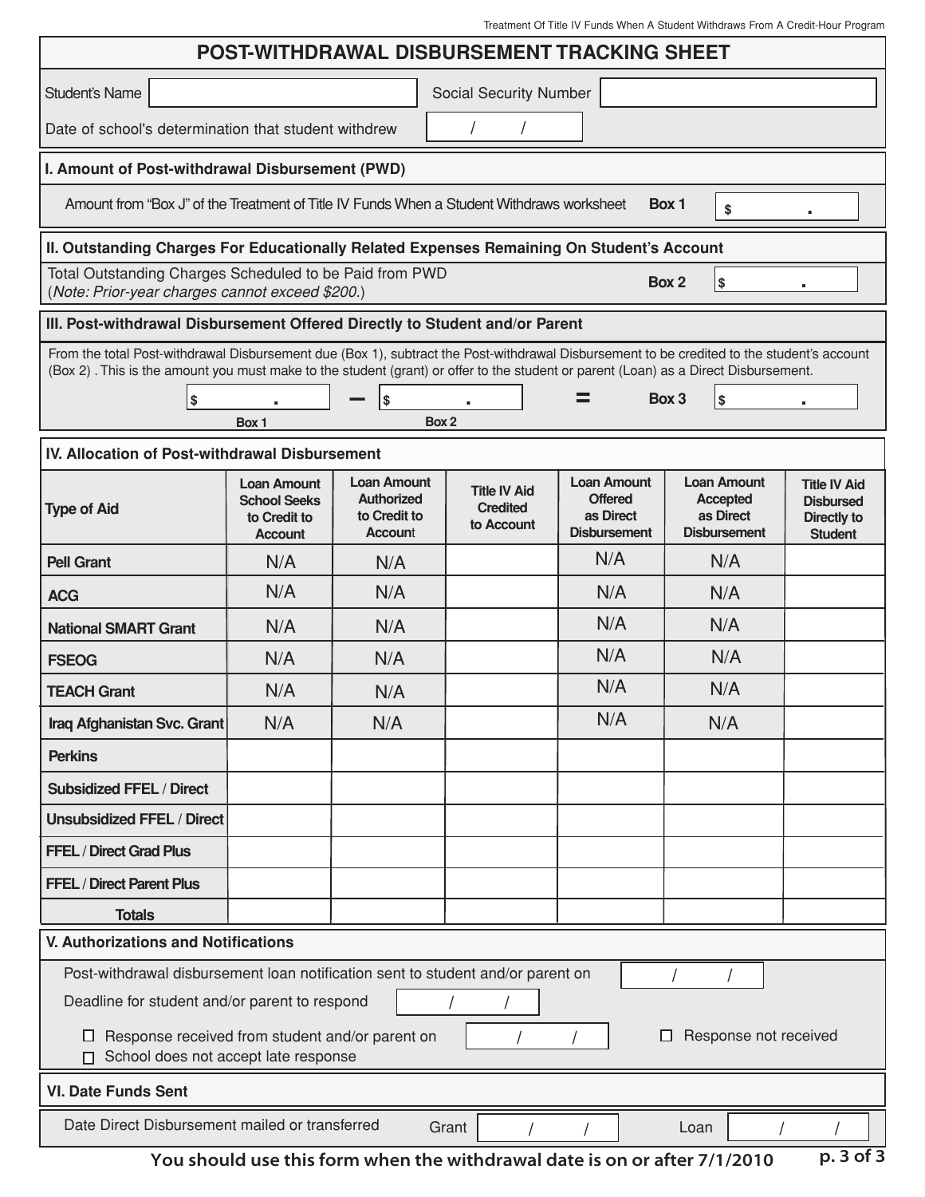# POST-WITHDRAWAL DISBURSEMENT TRACKING SHEET

Student's Name ____________ Social Security Number ____________

Date of school's determination that student withdrew ___ / ___ / ___

## I. Amount of Post-withdrawal Disbursement (PWD)

Amount from "Box J" of the Treatment of Title IV Funds When a Student Withdraws worksheet **Box 1** $ ______ . ___

## II. Outstanding Charges For Educationally Related Expenses Remaining On Student's Account

Total Outstanding Charges Scheduled to be Paid from PWD
(*Note: Prior-year charges cannot exceed $200.*) **Box 2** $ ______ . ___

## III. Post-withdrawal Disbursement Offered Directly to Student and/or Parent

From the total Post-withdrawal Disbursement due (Box 1), subtract the Post-withdrawal Disbursement to be credited to the student's account (Box 2) . This is the amount you must make to the student (grant) or offer to the student or parent (Loan) as a Direct Disbursement.

$ ______ . ___ (Box 1) – $ ______ . ___ (Box 2) = **Box 3** $ ______ . ___

## IV. Allocation of Post-withdrawal Disbursement

| Type of Aid | Loan Amount School Seeks to Credit to Account | Loan Amount Authorized to Credit to Account | Title IV Aid Credited to Account | Loan Amount Offered as Direct Disbursement | Loan Amount Accepted as Direct Disbursement | Title IV Aid Disbursed Directly to Student |
|---|---|---|---|---|---|---|
| Pell Grant | N/A | N/A | | N/A | N/A | |
| ACG | N/A | N/A | | N/A | N/A | |
| National SMART Grant | N/A | N/A | | N/A | N/A | |
| FSEOG | N/A | N/A | | N/A | N/A | |
| TEACH Grant | N/A | N/A | | N/A | N/A | |
| Iraq Afghanistan Svc. Grant | N/A | N/A | | N/A | N/A | |
| Perkins | | | | | | |
| Subsidized FFEL / Direct | | | | | | |
| Unsubsidized FFEL / Direct | | | | | | |
| FFEL / Direct Grad Plus | | | | | | |
| FFEL / Direct Parent Plus | | | | | | |
| Totals | | | | | | |

## V. Authorizations and Notifications

Post-withdrawal disbursement loan notification sent to student and/or parent on ___ / ___ / ___

Deadline for student and/or parent to respond ___ / ___ / ___

☐ Response received from student and/or parent on ___ / ___ / ___ ☐ Response not received

☐ School does not accept late response

## VI. Date Funds Sent

Date Direct Disbursement mailed or transferred Grant ___ / ___ / ___ Loan ___ / ___ / ___

**You should use this form when the withdrawal date is on or after 7/1/2010**